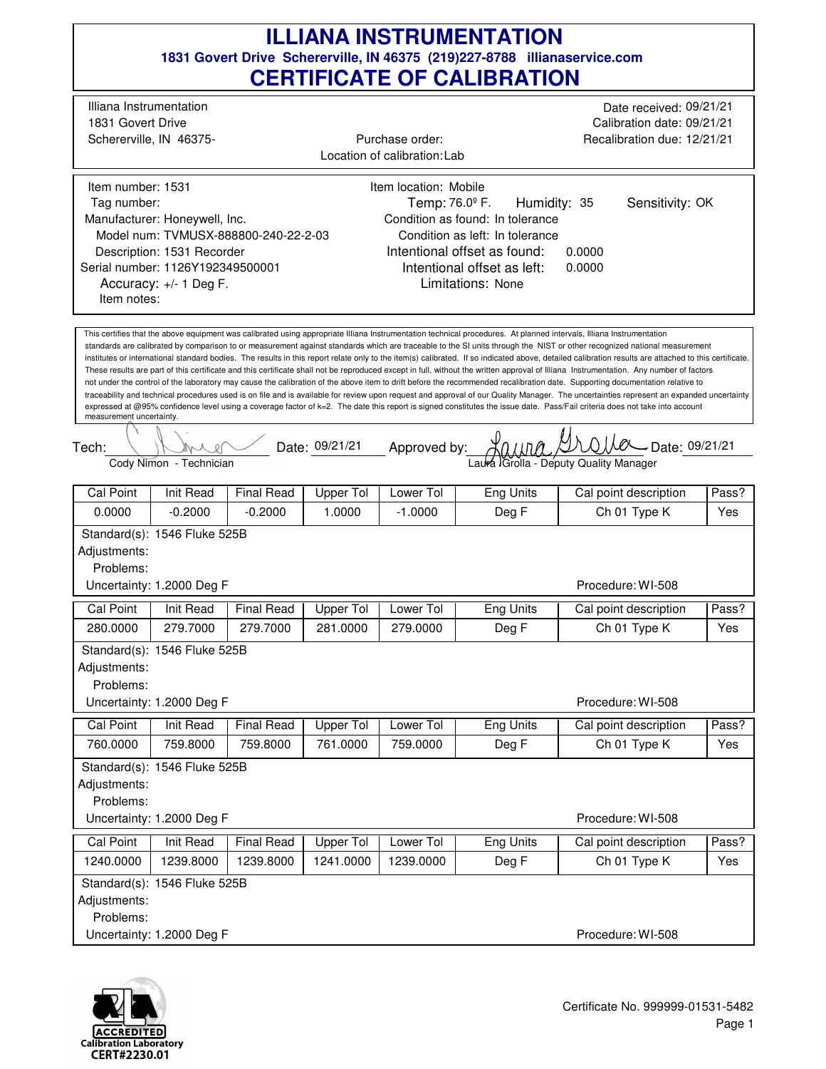# ILLIANA INSTRUMENTATION

**1831 Govert Drive Schererville, IN 46375 (219)227-8788 illianaservice.com**

## CERTIFICATE OF CALIBRATION

Illiana Instrumentation
1831 Govert Drive
Schererville, IN 46375-

Purchase order:
Location of calibration: Lab

Date received: 09/21/21
Calibration date: 09/21/21
Recalibration due: 12/21/21

Item number: 1531
Tag number:
Manufacturer: Honeywell, Inc.
Model num: TVMUSX-888800-240-22-2-03
Description: 1531 Recorder
Serial number: 1126Y192349500001
Accuracy: +/- 1 Deg F.
Item notes:

Item location: Mobile
Temp: 76.0º F. Humidity: 35 Sensitivity: OK
Condition as found: In tolerance
Condition as left: In tolerance
Intentional offset as found: 0.0000
Intentional offset as left: 0.0000
Limitations: None

This certifies that the above equipment was calibrated using appropriate Illiana Instrumentation technical procedures. At planned intervals, Illiana Instrumentation standards are calibrated by comparison to or measurement against standards which are traceable to the SI units through the NIST or other recognized national measurement institutes or international standard bodies. The results in this report relate only to the item(s) calibrated. If so indicated above, detailed calibration results are attached to this certificate. These results are part of this certificate and this certificate shall not be reproduced except in full, without the written approval of Illiana Instrumentation. Any number of factors not under the control of the laboratory may cause the calibration of the above item to drift before the recommended recalibration date. Supporting documentation relative to traceability and technical procedures used is on file and is available for review upon request and approval of our Quality Manager. The uncertainties represent an expanded uncertainty expressed at @95% confidence level using a coverage factor of k=2. The date this report is signed constitutes the issue date. Pass/Fail criteria does not take into account measurement uncertainty.

Tech: Cody Nimon - Technician Date: 09/21/21 Approved by: Laura Grolla - Deputy Quality Manager Date: 09/21/21

| Cal Point | Init Read | Final Read | Upper Tol | Lower Tol | Eng Units | Cal point description | Pass? |
|---|---|---|---|---|---|---|---|
| 0.0000 | -0.2000 | -0.2000 | 1.0000 | -1.0000 | Deg F | Ch 01 Type K | Yes |

Standard(s): 1546 Fluke 525B
Adjustments:
Problems:
Uncertainty: 1.2000 Deg F Procedure: WI-508

| Cal Point | Init Read | Final Read | Upper Tol | Lower Tol | Eng Units | Cal point description | Pass? |
|---|---|---|---|---|---|---|---|
| 280.0000 | 279.7000 | 279.7000 | 281.0000 | 279.0000 | Deg F | Ch 01 Type K | Yes |

Standard(s): 1546 Fluke 525B
Adjustments:
Problems:
Uncertainty: 1.2000 Deg F Procedure: WI-508

| Cal Point | Init Read | Final Read | Upper Tol | Lower Tol | Eng Units | Cal point description | Pass? |
|---|---|---|---|---|---|---|---|
| 760.0000 | 759.8000 | 759.8000 | 761.0000 | 759.0000 | Deg F | Ch 01 Type K | Yes |

Standard(s): 1546 Fluke 525B
Adjustments:
Problems:
Uncertainty: 1.2000 Deg F Procedure: WI-508

| Cal Point | Init Read | Final Read | Upper Tol | Lower Tol | Eng Units | Cal point description | Pass? |
|---|---|---|---|---|---|---|---|
| 1240.0000 | 1239.8000 | 1239.8000 | 1241.0000 | 1239.0000 | Deg F | Ch 01 Type K | Yes |

Standard(s): 1546 Fluke 525B
Adjustments:
Problems:
Uncertainty: 1.2000 Deg F Procedure: WI-508

A2LA ACCREDITED Calibration Laboratory CERT#2230.01

Certificate No. 999999-01531-5482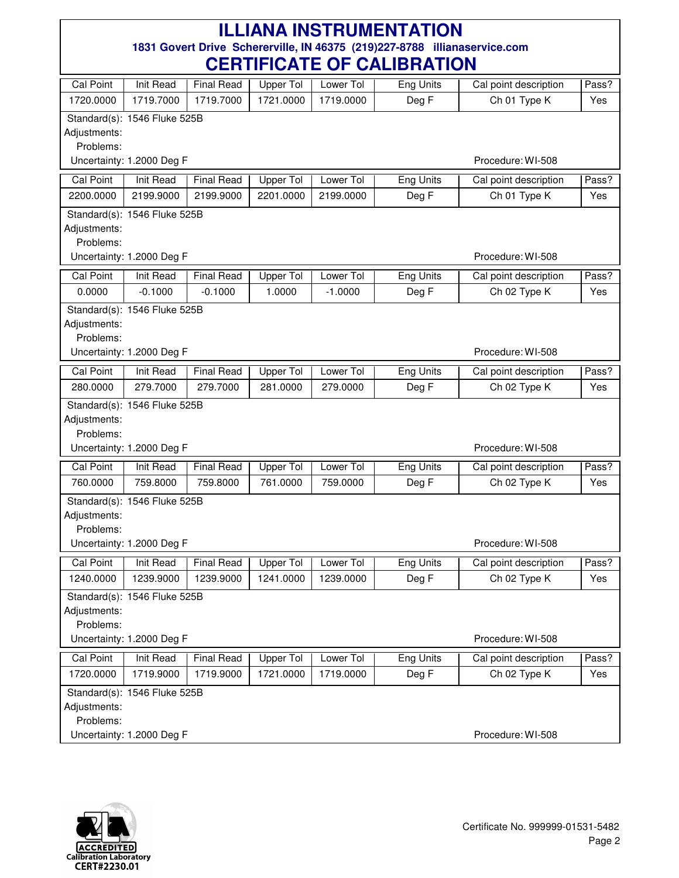# ILLIANA INSTRUMENTATION

**1831 Govert Drive Schererville, IN 46375 (219)227-8788 illianaservice.com**

# CERTIFICATE OF CALIBRATION

| Cal Point | Init Read | Final Read | Upper Tol | Lower Tol | Eng Units | Cal point description | Pass? |
|---|---|---|---|---|---|---|---|
| 1720.0000 | 1719.7000 | 1719.7000 | 1721.0000 | 1719.0000 | Deg F | Ch 01 Type K | Yes |

Standard(s): 1546 Fluke 525B
Adjustments:
Problems:
Uncertainty: 1.2000 Deg F — Procedure: WI-508

| Cal Point | Init Read | Final Read | Upper Tol | Lower Tol | Eng Units | Cal point description | Pass? |
|---|---|---|---|---|---|---|---|
| 2200.0000 | 2199.9000 | 2199.9000 | 2201.0000 | 2199.0000 | Deg F | Ch 01 Type K | Yes |

Standard(s): 1546 Fluke 525B
Adjustments:
Problems:
Uncertainty: 1.2000 Deg F — Procedure: WI-508

| Cal Point | Init Read | Final Read | Upper Tol | Lower Tol | Eng Units | Cal point description | Pass? |
|---|---|---|---|---|---|---|---|
| 0.0000 | -0.1000 | -0.1000 | 1.0000 | -1.0000 | Deg F | Ch 02 Type K | Yes |

Standard(s): 1546 Fluke 525B
Adjustments:
Problems:
Uncertainty: 1.2000 Deg F — Procedure: WI-508

| Cal Point | Init Read | Final Read | Upper Tol | Lower Tol | Eng Units | Cal point description | Pass? |
|---|---|---|---|---|---|---|---|
| 280.0000 | 279.7000 | 279.7000 | 281.0000 | 279.0000 | Deg F | Ch 02 Type K | Yes |

Standard(s): 1546 Fluke 525B
Adjustments:
Problems:
Uncertainty: 1.2000 Deg F — Procedure: WI-508

| Cal Point | Init Read | Final Read | Upper Tol | Lower Tol | Eng Units | Cal point description | Pass? |
|---|---|---|---|---|---|---|---|
| 760.0000 | 759.8000 | 759.8000 | 761.0000 | 759.0000 | Deg F | Ch 02 Type K | Yes |

Standard(s): 1546 Fluke 525B
Adjustments:
Problems:
Uncertainty: 1.2000 Deg F — Procedure: WI-508

| Cal Point | Init Read | Final Read | Upper Tol | Lower Tol | Eng Units | Cal point description | Pass? |
|---|---|---|---|---|---|---|---|
| 1240.0000 | 1239.9000 | 1239.9000 | 1241.0000 | 1239.0000 | Deg F | Ch 02 Type K | Yes |

Standard(s): 1546 Fluke 525B
Adjustments:
Problems:
Uncertainty: 1.2000 Deg F — Procedure: WI-508

| Cal Point | Init Read | Final Read | Upper Tol | Lower Tol | Eng Units | Cal point description | Pass? |
|---|---|---|---|---|---|---|---|
| 1720.0000 | 1719.9000 | 1719.9000 | 1721.0000 | 1719.0000 | Deg F | Ch 02 Type K | Yes |

Standard(s): 1546 Fluke 525B
Adjustments:
Problems:
Uncertainty: 1.2000 Deg F — Procedure: WI-508

ACCREDITED Calibration Laboratory CERT#2230.01

Certificate No. 999999-01531-5482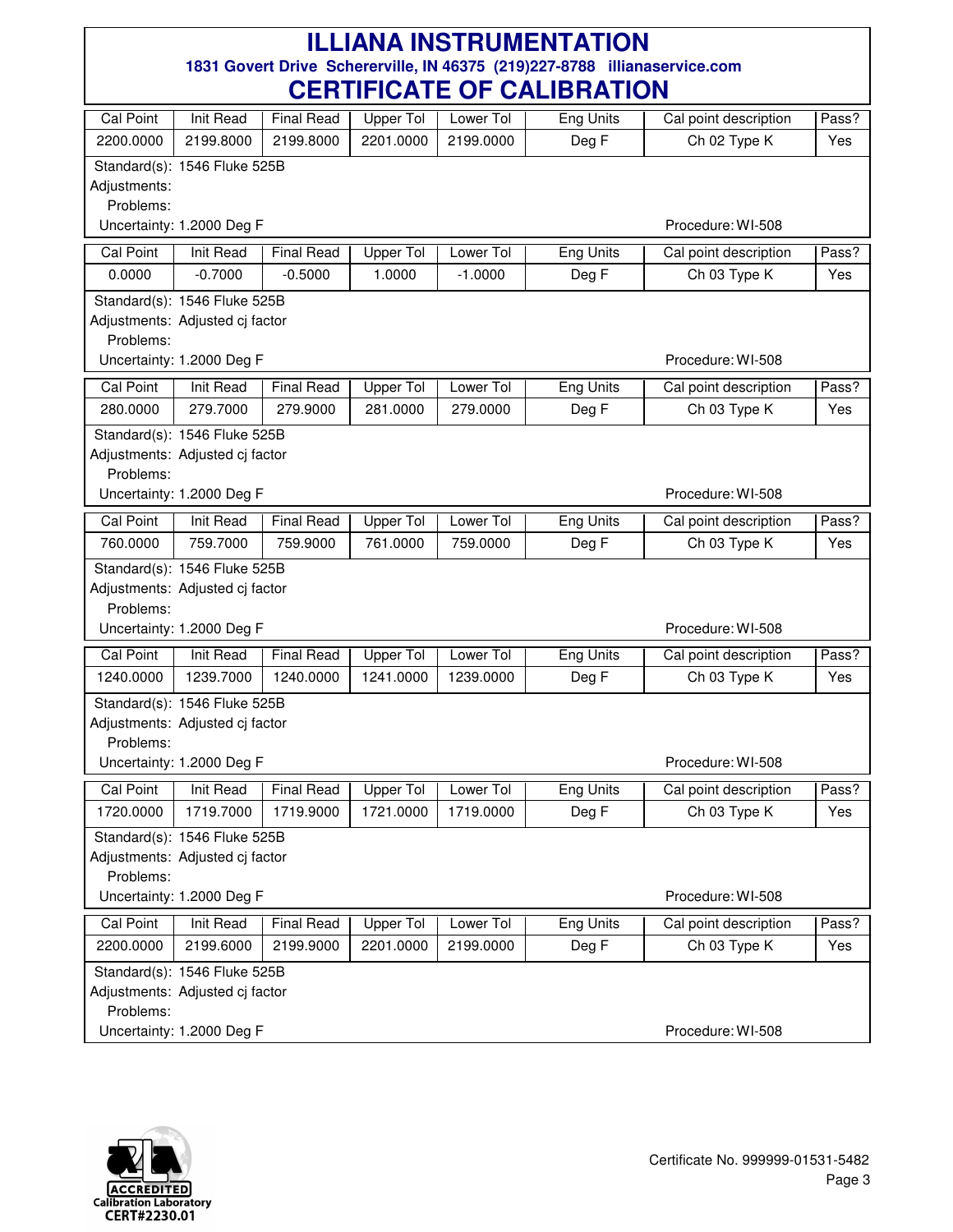# ILLIANA INSTRUMENTATION

**1831 Govert Drive Schererville, IN 46375 (219)227-8788 illianaservice.com**

## CERTIFICATE OF CALIBRATION

| Cal Point | Init Read | Final Read | Upper Tol | Lower Tol | Eng Units | Cal point description | Pass? |
|---|---|---|---|---|---|---|---|
| 2200.0000 | 2199.8000 | 2199.8000 | 2201.0000 | 2199.0000 | Deg F | Ch 02 Type K | Yes |

Standard(s): 1546 Fluke 525B
Adjustments:
Problems:
Uncertainty: 1.2000 Deg F — Procedure: WI-508

| Cal Point | Init Read | Final Read | Upper Tol | Lower Tol | Eng Units | Cal point description | Pass? |
|---|---|---|---|---|---|---|---|
| 0.0000 | -0.7000 | -0.5000 | 1.0000 | -1.0000 | Deg F | Ch 03 Type K | Yes |

Standard(s): 1546 Fluke 525B
Adjustments: Adjusted cj factor
Problems:
Uncertainty: 1.2000 Deg F — Procedure: WI-508

| Cal Point | Init Read | Final Read | Upper Tol | Lower Tol | Eng Units | Cal point description | Pass? |
|---|---|---|---|---|---|---|---|
| 280.0000 | 279.7000 | 279.9000 | 281.0000 | 279.0000 | Deg F | Ch 03 Type K | Yes |

Standard(s): 1546 Fluke 525B
Adjustments: Adjusted cj factor
Problems:
Uncertainty: 1.2000 Deg F — Procedure: WI-508

| Cal Point | Init Read | Final Read | Upper Tol | Lower Tol | Eng Units | Cal point description | Pass? |
|---|---|---|---|---|---|---|---|
| 760.0000 | 759.7000 | 759.9000 | 761.0000 | 759.0000 | Deg F | Ch 03 Type K | Yes |

Standard(s): 1546 Fluke 525B
Adjustments: Adjusted cj factor
Problems:
Uncertainty: 1.2000 Deg F — Procedure: WI-508

| Cal Point | Init Read | Final Read | Upper Tol | Lower Tol | Eng Units | Cal point description | Pass? |
|---|---|---|---|---|---|---|---|
| 1240.0000 | 1239.7000 | 1240.0000 | 1241.0000 | 1239.0000 | Deg F | Ch 03 Type K | Yes |

Standard(s): 1546 Fluke 525B
Adjustments: Adjusted cj factor
Problems:
Uncertainty: 1.2000 Deg F — Procedure: WI-508

| Cal Point | Init Read | Final Read | Upper Tol | Lower Tol | Eng Units | Cal point description | Pass? |
|---|---|---|---|---|---|---|---|
| 1720.0000 | 1719.7000 | 1719.9000 | 1721.0000 | 1719.0000 | Deg F | Ch 03 Type K | Yes |

Standard(s): 1546 Fluke 525B
Adjustments: Adjusted cj factor
Problems:
Uncertainty: 1.2000 Deg F — Procedure: WI-508

| Cal Point | Init Read | Final Read | Upper Tol | Lower Tol | Eng Units | Cal point description | Pass? |
|---|---|---|---|---|---|---|---|
| 2200.0000 | 2199.6000 | 2199.9000 | 2201.0000 | 2199.0000 | Deg F | Ch 03 Type K | Yes |

Standard(s): 1546 Fluke 525B
Adjustments: Adjusted cj factor
Problems:
Uncertainty: 1.2000 Deg F — Procedure: WI-508

ACCREDITED Calibration Laboratory CERT#2230.01

Certificate No. 999999-01531-5482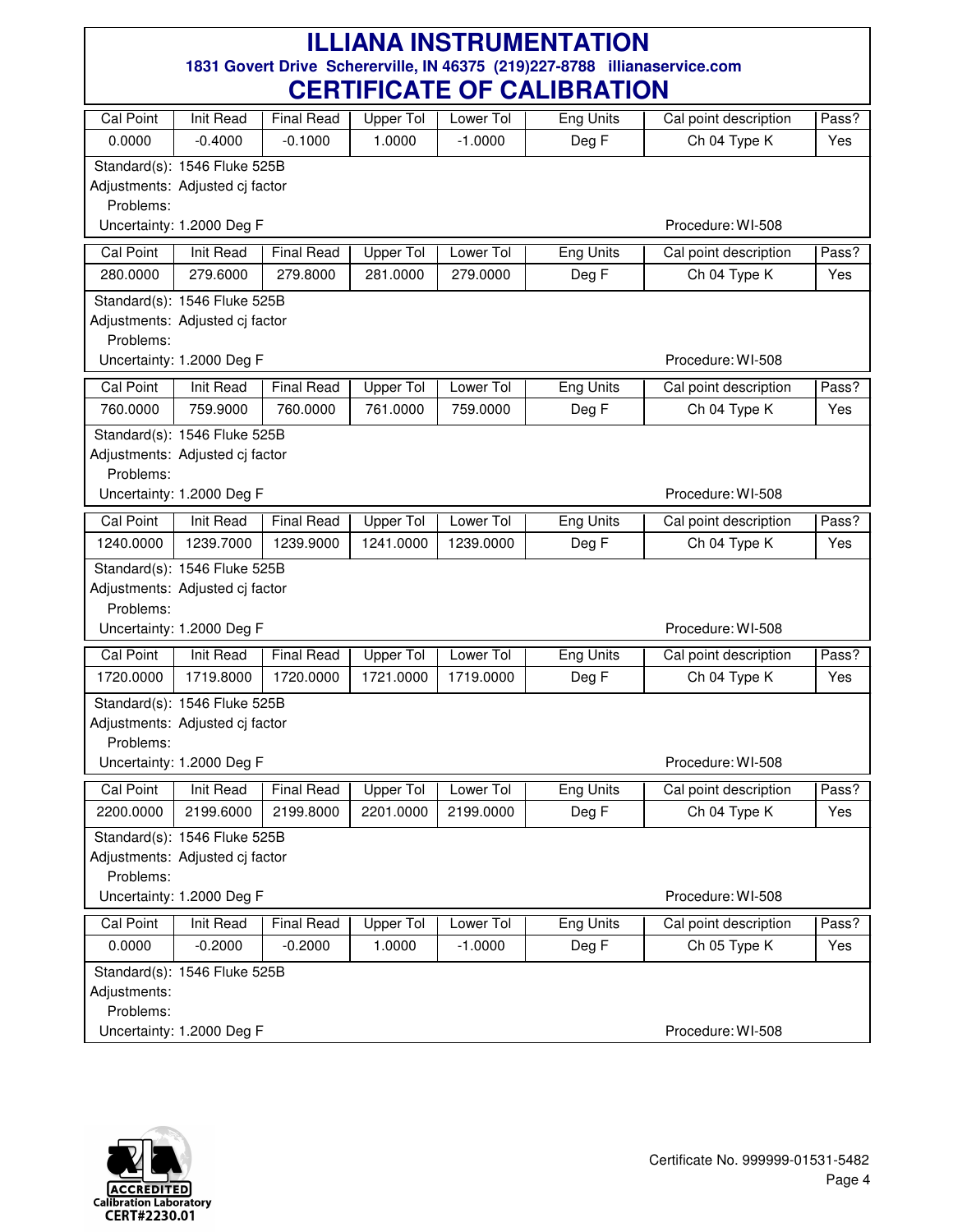# ILLIANA INSTRUMENTATION

**1831 Govert Drive Schererville, IN 46375 (219)227-8788 illianaservice.com**

# CERTIFICATE OF CALIBRATION

| Cal Point | Init Read | Final Read | Upper Tol | Lower Tol | Eng Units | Cal point description | Pass? |
|---|---|---|---|---|---|---|---|
| 0.0000 | -0.4000 | -0.1000 | 1.0000 | -1.0000 | Deg F | Ch 04 Type K | Yes |

Standard(s): 1546 Fluke 525B
Adjustments: Adjusted cj factor
Problems:
Uncertainty: 1.2000 Deg F — Procedure: WI-508

| Cal Point | Init Read | Final Read | Upper Tol | Lower Tol | Eng Units | Cal point description | Pass? |
|---|---|---|---|---|---|---|---|
| 280.0000 | 279.6000 | 279.8000 | 281.0000 | 279.0000 | Deg F | Ch 04 Type K | Yes |

Standard(s): 1546 Fluke 525B
Adjustments: Adjusted cj factor
Problems:
Uncertainty: 1.2000 Deg F — Procedure: WI-508

| Cal Point | Init Read | Final Read | Upper Tol | Lower Tol | Eng Units | Cal point description | Pass? |
|---|---|---|---|---|---|---|---|
| 760.0000 | 759.9000 | 760.0000 | 761.0000 | 759.0000 | Deg F | Ch 04 Type K | Yes |

Standard(s): 1546 Fluke 525B
Adjustments: Adjusted cj factor
Problems:
Uncertainty: 1.2000 Deg F — Procedure: WI-508

| Cal Point | Init Read | Final Read | Upper Tol | Lower Tol | Eng Units | Cal point description | Pass? |
|---|---|---|---|---|---|---|---|
| 1240.0000 | 1239.7000 | 1239.9000 | 1241.0000 | 1239.0000 | Deg F | Ch 04 Type K | Yes |

Standard(s): 1546 Fluke 525B
Adjustments: Adjusted cj factor
Problems:
Uncertainty: 1.2000 Deg F — Procedure: WI-508

| Cal Point | Init Read | Final Read | Upper Tol | Lower Tol | Eng Units | Cal point description | Pass? |
|---|---|---|---|---|---|---|---|
| 1720.0000 | 1719.8000 | 1720.0000 | 1721.0000 | 1719.0000 | Deg F | Ch 04 Type K | Yes |

Standard(s): 1546 Fluke 525B
Adjustments: Adjusted cj factor
Problems:
Uncertainty: 1.2000 Deg F — Procedure: WI-508

| Cal Point | Init Read | Final Read | Upper Tol | Lower Tol | Eng Units | Cal point description | Pass? |
|---|---|---|---|---|---|---|---|
| 2200.0000 | 2199.6000 | 2199.8000 | 2201.0000 | 2199.0000 | Deg F | Ch 04 Type K | Yes |

Standard(s): 1546 Fluke 525B
Adjustments: Adjusted cj factor
Problems:
Uncertainty: 1.2000 Deg F — Procedure: WI-508

| Cal Point | Init Read | Final Read | Upper Tol | Lower Tol | Eng Units | Cal point description | Pass? |
|---|---|---|---|---|---|---|---|
| 0.0000 | -0.2000 | -0.2000 | 1.0000 | -1.0000 | Deg F | Ch 05 Type K | Yes |

Standard(s): 1546 Fluke 525B
Adjustments:
Problems:
Uncertainty: 1.2000 Deg F — Procedure: WI-508

ACCREDITED Calibration Laboratory CERT#2230.01

Certificate No. 999999-01531-5482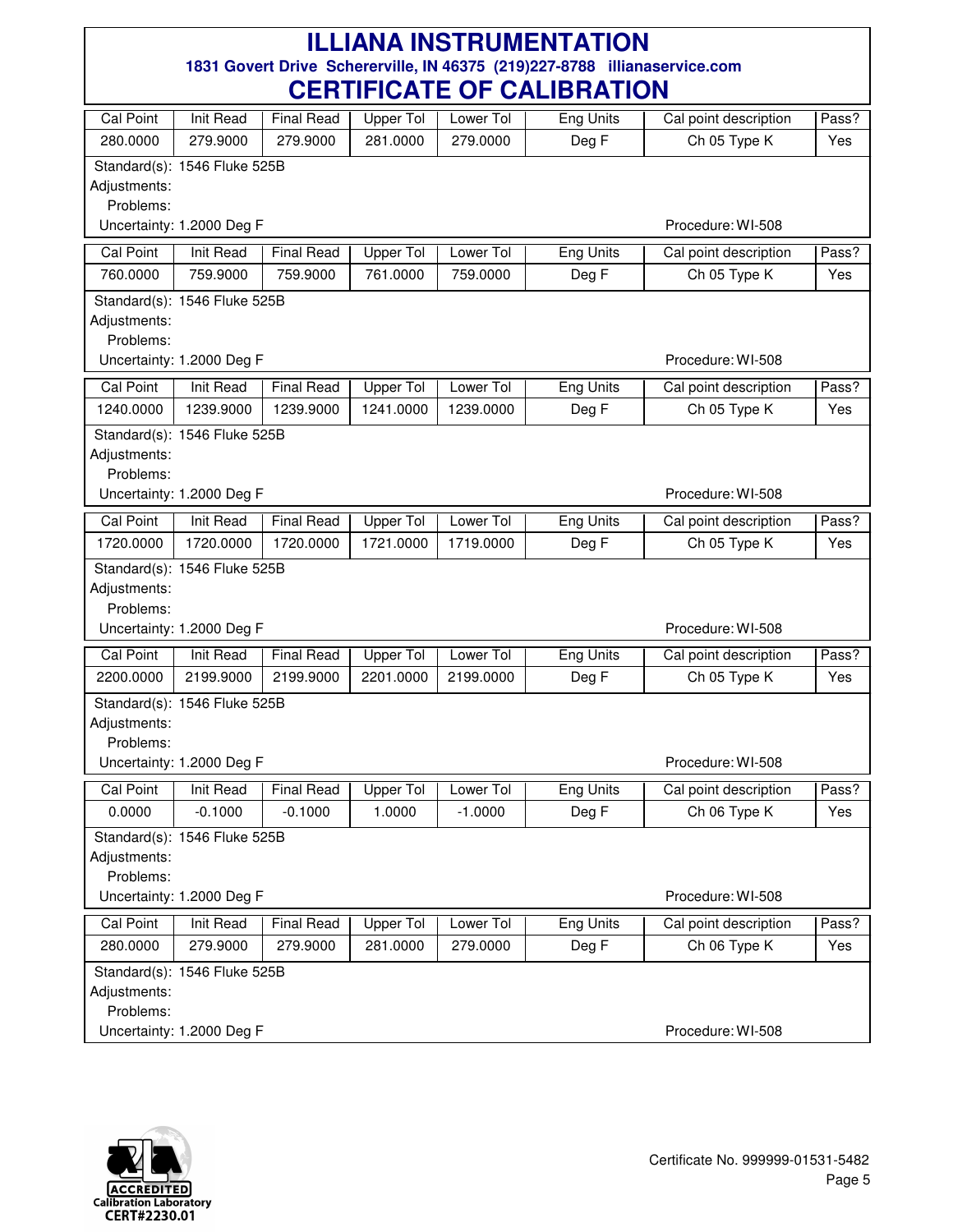# ILLIANA INSTRUMENTATION

**1831 Govert Drive Schererville, IN 46375 (219)227-8788 illianaservice.com**

# CERTIFICATE OF CALIBRATION

| Cal Point | Init Read | Final Read | Upper Tol | Lower Tol | Eng Units | Cal point description | Pass? |
|---|---|---|---|---|---|---|---|
| 280.0000 | 279.9000 | 279.9000 | 281.0000 | 279.0000 | Deg F | Ch 05 Type K | Yes |

Standard(s): 1546 Fluke 525B
Adjustments:
Problems:
Uncertainty: 1.2000 Deg F
Procedure: WI-508

| Cal Point | Init Read | Final Read | Upper Tol | Lower Tol | Eng Units | Cal point description | Pass? |
|---|---|---|---|---|---|---|---|
| 760.0000 | 759.9000 | 759.9000 | 761.0000 | 759.0000 | Deg F | Ch 05 Type K | Yes |

Standard(s): 1546 Fluke 525B
Adjustments:
Problems:
Uncertainty: 1.2000 Deg F
Procedure: WI-508

| Cal Point | Init Read | Final Read | Upper Tol | Lower Tol | Eng Units | Cal point description | Pass? |
|---|---|---|---|---|---|---|---|
| 1240.0000 | 1239.9000 | 1239.9000 | 1241.0000 | 1239.0000 | Deg F | Ch 05 Type K | Yes |

Standard(s): 1546 Fluke 525B
Adjustments:
Problems:
Uncertainty: 1.2000 Deg F
Procedure: WI-508

| Cal Point | Init Read | Final Read | Upper Tol | Lower Tol | Eng Units | Cal point description | Pass? |
|---|---|---|---|---|---|---|---|
| 1720.0000 | 1720.0000 | 1720.0000 | 1721.0000 | 1719.0000 | Deg F | Ch 05 Type K | Yes |

Standard(s): 1546 Fluke 525B
Adjustments:
Problems:
Uncertainty: 1.2000 Deg F
Procedure: WI-508

| Cal Point | Init Read | Final Read | Upper Tol | Lower Tol | Eng Units | Cal point description | Pass? |
|---|---|---|---|---|---|---|---|
| 2200.0000 | 2199.9000 | 2199.9000 | 2201.0000 | 2199.0000 | Deg F | Ch 05 Type K | Yes |

Standard(s): 1546 Fluke 525B
Adjustments:
Problems:
Uncertainty: 1.2000 Deg F
Procedure: WI-508

| Cal Point | Init Read | Final Read | Upper Tol | Lower Tol | Eng Units | Cal point description | Pass? |
|---|---|---|---|---|---|---|---|
| 0.0000 | -0.1000 | -0.1000 | 1.0000 | -1.0000 | Deg F | Ch 06 Type K | Yes |

Standard(s): 1546 Fluke 525B
Adjustments:
Problems:
Uncertainty: 1.2000 Deg F
Procedure: WI-508

| Cal Point | Init Read | Final Read | Upper Tol | Lower Tol | Eng Units | Cal point description | Pass? |
|---|---|---|---|---|---|---|---|
| 280.0000 | 279.9000 | 279.9000 | 281.0000 | 279.0000 | Deg F | Ch 06 Type K | Yes |

Standard(s): 1546 Fluke 525B
Adjustments:
Problems:
Uncertainty: 1.2000 Deg F
Procedure: WI-508

ACCREDITED Calibration Laboratory CERT#2230.01

Certificate No. 999999-01531-5482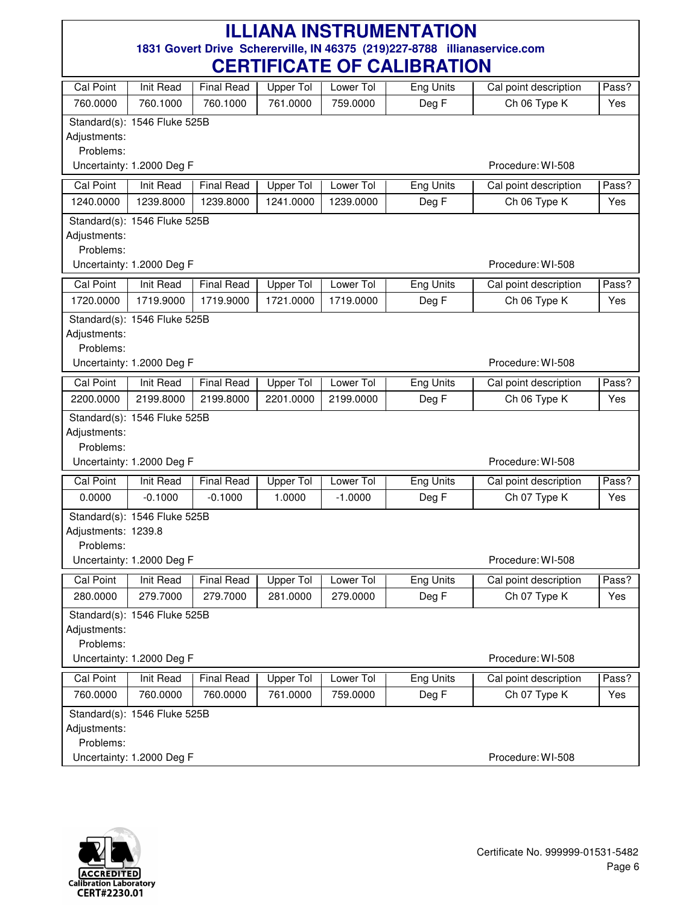# ILLIANA INSTRUMENTATION

**1831 Govert Drive Schererville, IN 46375 (219)227-8788 illianaservice.com**

# CERTIFICATE OF CALIBRATION

| Cal Point | Init Read | Final Read | Upper Tol | Lower Tol | Eng Units | Cal point description | Pass? |
|---|---|---|---|---|---|---|---|
| 760.0000 | 760.1000 | 760.1000 | 761.0000 | 759.0000 | Deg F | Ch 06 Type K | Yes |

Standard(s): 1546 Fluke 525B
Adjustments:
Problems:
Uncertainty: 1.2000 Deg F — Procedure: WI-508

| Cal Point | Init Read | Final Read | Upper Tol | Lower Tol | Eng Units | Cal point description | Pass? |
|---|---|---|---|---|---|---|---|
| 1240.0000 | 1239.8000 | 1239.8000 | 1241.0000 | 1239.0000 | Deg F | Ch 06 Type K | Yes |

Standard(s): 1546 Fluke 525B
Adjustments:
Problems:
Uncertainty: 1.2000 Deg F — Procedure: WI-508

| Cal Point | Init Read | Final Read | Upper Tol | Lower Tol | Eng Units | Cal point description | Pass? |
|---|---|---|---|---|---|---|---|
| 1720.0000 | 1719.9000 | 1719.9000 | 1721.0000 | 1719.0000 | Deg F | Ch 06 Type K | Yes |

Standard(s): 1546 Fluke 525B
Adjustments:
Problems:
Uncertainty: 1.2000 Deg F — Procedure: WI-508

| Cal Point | Init Read | Final Read | Upper Tol | Lower Tol | Eng Units | Cal point description | Pass? |
|---|---|---|---|---|---|---|---|
| 2200.0000 | 2199.8000 | 2199.8000 | 2201.0000 | 2199.0000 | Deg F | Ch 06 Type K | Yes |

Standard(s): 1546 Fluke 525B
Adjustments:
Problems:
Uncertainty: 1.2000 Deg F — Procedure: WI-508

| Cal Point | Init Read | Final Read | Upper Tol | Lower Tol | Eng Units | Cal point description | Pass? |
|---|---|---|---|---|---|---|---|
| 0.0000 | -0.1000 | -0.1000 | 1.0000 | -1.0000 | Deg F | Ch 07 Type K | Yes |

Standard(s): 1546 Fluke 525B
Adjustments: 1239.8
Problems:
Uncertainty: 1.2000 Deg F — Procedure: WI-508

| Cal Point | Init Read | Final Read | Upper Tol | Lower Tol | Eng Units | Cal point description | Pass? |
|---|---|---|---|---|---|---|---|
| 280.0000 | 279.7000 | 279.7000 | 281.0000 | 279.0000 | Deg F | Ch 07 Type K | Yes |

Standard(s): 1546 Fluke 525B
Adjustments:
Problems:
Uncertainty: 1.2000 Deg F — Procedure: WI-508

| Cal Point | Init Read | Final Read | Upper Tol | Lower Tol | Eng Units | Cal point description | Pass? |
|---|---|---|---|---|---|---|---|
| 760.0000 | 760.0000 | 760.0000 | 761.0000 | 759.0000 | Deg F | Ch 07 Type K | Yes |

Standard(s): 1546 Fluke 525B
Adjustments:
Problems:
Uncertainty: 1.2000 Deg F — Procedure: WI-508

ACCREDITED Calibration Laboratory CERT#2230.01

Certificate No. 999999-01531-5482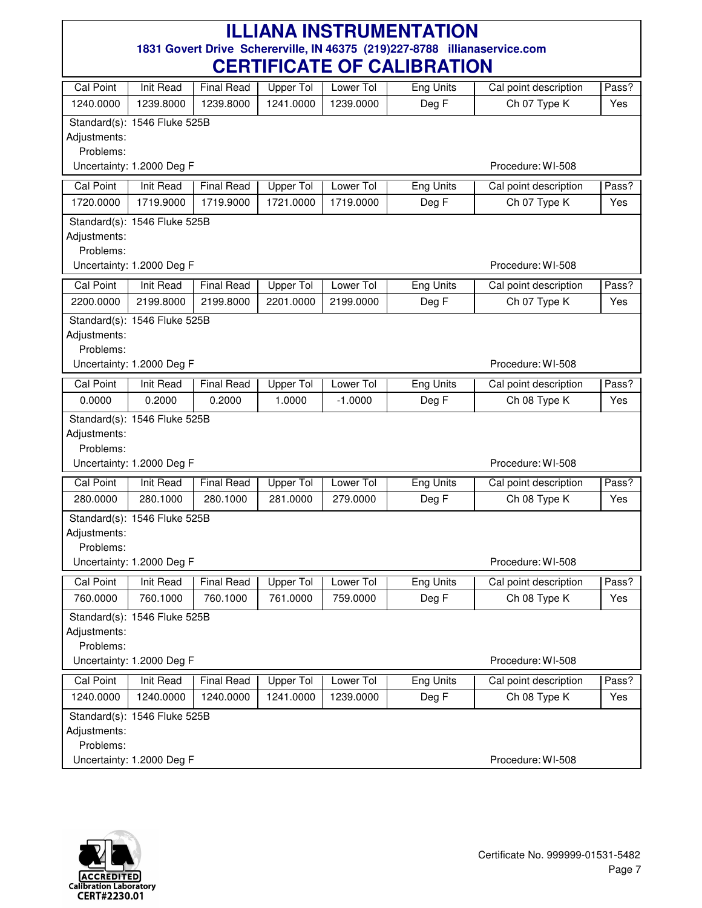# ILLIANA INSTRUMENTATION

**1831 Govert Drive Schererville, IN 46375 (219)227-8788 illianaservice.com**

# CERTIFICATE OF CALIBRATION

| Cal Point | Init Read | Final Read | Upper Tol | Lower Tol | Eng Units | Cal point description | Pass? |
|---|---|---|---|---|---|---|---|
| 1240.0000 | 1239.8000 | 1239.8000 | 1241.0000 | 1239.0000 | Deg F | Ch 07 Type K | Yes |

Standard(s): 1546 Fluke 525B
Adjustments:
Problems:
Uncertainty: 1.2000 Deg F — Procedure: WI-508

| Cal Point | Init Read | Final Read | Upper Tol | Lower Tol | Eng Units | Cal point description | Pass? |
|---|---|---|---|---|---|---|---|
| 1720.0000 | 1719.9000 | 1719.9000 | 1721.0000 | 1719.0000 | Deg F | Ch 07 Type K | Yes |

Standard(s): 1546 Fluke 525B
Adjustments:
Problems:
Uncertainty: 1.2000 Deg F — Procedure: WI-508

| Cal Point | Init Read | Final Read | Upper Tol | Lower Tol | Eng Units | Cal point description | Pass? |
|---|---|---|---|---|---|---|---|
| 2200.0000 | 2199.8000 | 2199.8000 | 2201.0000 | 2199.0000 | Deg F | Ch 07 Type K | Yes |

Standard(s): 1546 Fluke 525B
Adjustments:
Problems:
Uncertainty: 1.2000 Deg F — Procedure: WI-508

| Cal Point | Init Read | Final Read | Upper Tol | Lower Tol | Eng Units | Cal point description | Pass? |
|---|---|---|---|---|---|---|---|
| 0.0000 | 0.2000 | 0.2000 | 1.0000 | -1.0000 | Deg F | Ch 08 Type K | Yes |

Standard(s): 1546 Fluke 525B
Adjustments:
Problems:
Uncertainty: 1.2000 Deg F — Procedure: WI-508

| Cal Point | Init Read | Final Read | Upper Tol | Lower Tol | Eng Units | Cal point description | Pass? |
|---|---|---|---|---|---|---|---|
| 280.0000 | 280.1000 | 280.1000 | 281.0000 | 279.0000 | Deg F | Ch 08 Type K | Yes |

Standard(s): 1546 Fluke 525B
Adjustments:
Problems:
Uncertainty: 1.2000 Deg F — Procedure: WI-508

| Cal Point | Init Read | Final Read | Upper Tol | Lower Tol | Eng Units | Cal point description | Pass? |
|---|---|---|---|---|---|---|---|
| 760.0000 | 760.1000 | 760.1000 | 761.0000 | 759.0000 | Deg F | Ch 08 Type K | Yes |

Standard(s): 1546 Fluke 525B
Adjustments:
Problems:
Uncertainty: 1.2000 Deg F — Procedure: WI-508

| Cal Point | Init Read | Final Read | Upper Tol | Lower Tol | Eng Units | Cal point description | Pass? |
|---|---|---|---|---|---|---|---|
| 1240.0000 | 1240.0000 | 1240.0000 | 1241.0000 | 1239.0000 | Deg F | Ch 08 Type K | Yes |

Standard(s): 1546 Fluke 525B
Adjustments:
Problems:
Uncertainty: 1.2000 Deg F — Procedure: WI-508

ACCREDITED Calibration Laboratory CERT#2230.01

Certificate No. 999999-01531-5482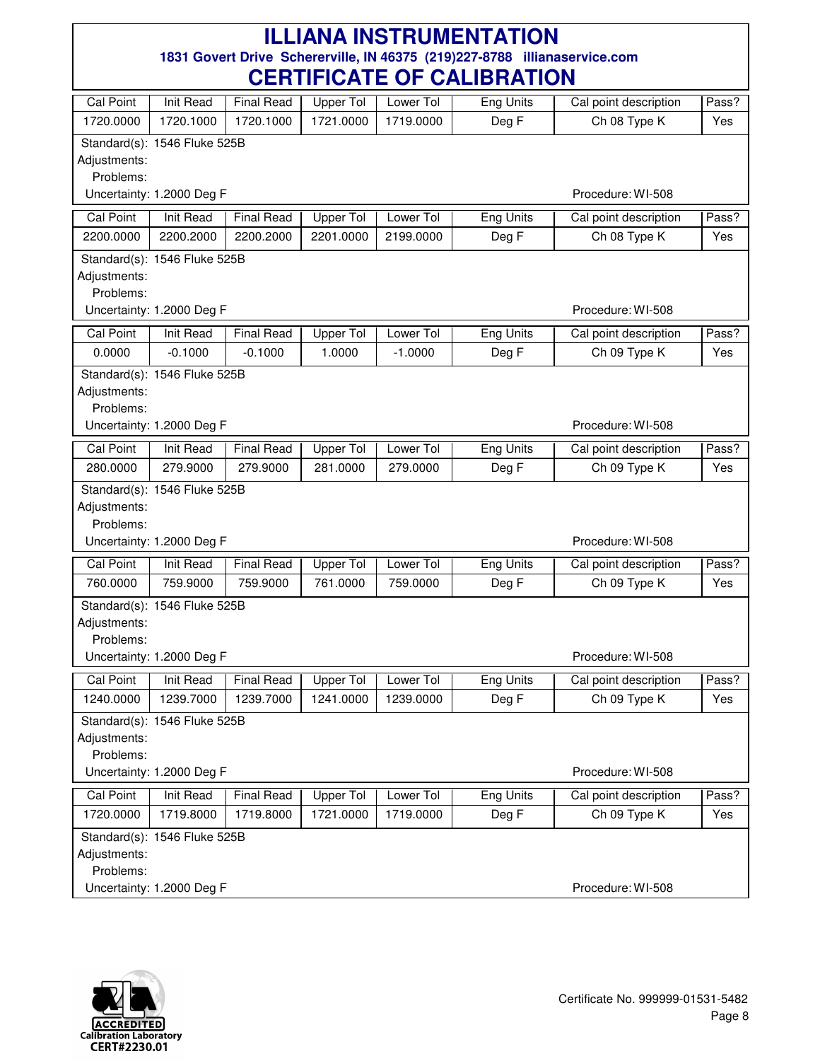# ILLIANA INSTRUMENTATION

**1831 Govert Drive Schererville, IN 46375 (219)227-8788 illianaservice.com**

# CERTIFICATE OF CALIBRATION

| Cal Point | Init Read | Final Read | Upper Tol | Lower Tol | Eng Units | Cal point description | Pass? |
|---|---|---|---|---|---|---|---|
| 1720.0000 | 1720.1000 | 1720.1000 | 1721.0000 | 1719.0000 | Deg F | Ch 08 Type K | Yes |

Standard(s): 1546 Fluke 525B
Adjustments:
Problems:
Uncertainty: 1.2000 Deg F  Procedure: WI-508

| Cal Point | Init Read | Final Read | Upper Tol | Lower Tol | Eng Units | Cal point description | Pass? |
|---|---|---|---|---|---|---|---|
| 2200.0000 | 2200.2000 | 2200.2000 | 2201.0000 | 2199.0000 | Deg F | Ch 08 Type K | Yes |

Standard(s): 1546 Fluke 525B
Adjustments:
Problems:
Uncertainty: 1.2000 Deg F  Procedure: WI-508

| Cal Point | Init Read | Final Read | Upper Tol | Lower Tol | Eng Units | Cal point description | Pass? |
|---|---|---|---|---|---|---|---|
| 0.0000 | -0.1000 | -0.1000 | 1.0000 | -1.0000 | Deg F | Ch 09 Type K | Yes |

Standard(s): 1546 Fluke 525B
Adjustments:
Problems:
Uncertainty: 1.2000 Deg F  Procedure: WI-508

| Cal Point | Init Read | Final Read | Upper Tol | Lower Tol | Eng Units | Cal point description | Pass? |
|---|---|---|---|---|---|---|---|
| 280.0000 | 279.9000 | 279.9000 | 281.0000 | 279.0000 | Deg F | Ch 09 Type K | Yes |

Standard(s): 1546 Fluke 525B
Adjustments:
Problems:
Uncertainty: 1.2000 Deg F  Procedure: WI-508

| Cal Point | Init Read | Final Read | Upper Tol | Lower Tol | Eng Units | Cal point description | Pass? |
|---|---|---|---|---|---|---|---|
| 760.0000 | 759.9000 | 759.9000 | 761.0000 | 759.0000 | Deg F | Ch 09 Type K | Yes |

Standard(s): 1546 Fluke 525B
Adjustments:
Problems:
Uncertainty: 1.2000 Deg F  Procedure: WI-508

| Cal Point | Init Read | Final Read | Upper Tol | Lower Tol | Eng Units | Cal point description | Pass? |
|---|---|---|---|---|---|---|---|
| 1240.0000 | 1239.7000 | 1239.7000 | 1241.0000 | 1239.0000 | Deg F | Ch 09 Type K | Yes |

Standard(s): 1546 Fluke 525B
Adjustments:
Problems:
Uncertainty: 1.2000 Deg F  Procedure: WI-508

| Cal Point | Init Read | Final Read | Upper Tol | Lower Tol | Eng Units | Cal point description | Pass? |
|---|---|---|---|---|---|---|---|
| 1720.0000 | 1719.8000 | 1719.8000 | 1721.0000 | 1719.0000 | Deg F | Ch 09 Type K | Yes |

Standard(s): 1546 Fluke 525B
Adjustments:
Problems:
Uncertainty: 1.2000 Deg F  Procedure: WI-508

ACCREDITED Calibration Laboratory CERT#2230.01

Certificate No. 999999-01531-5482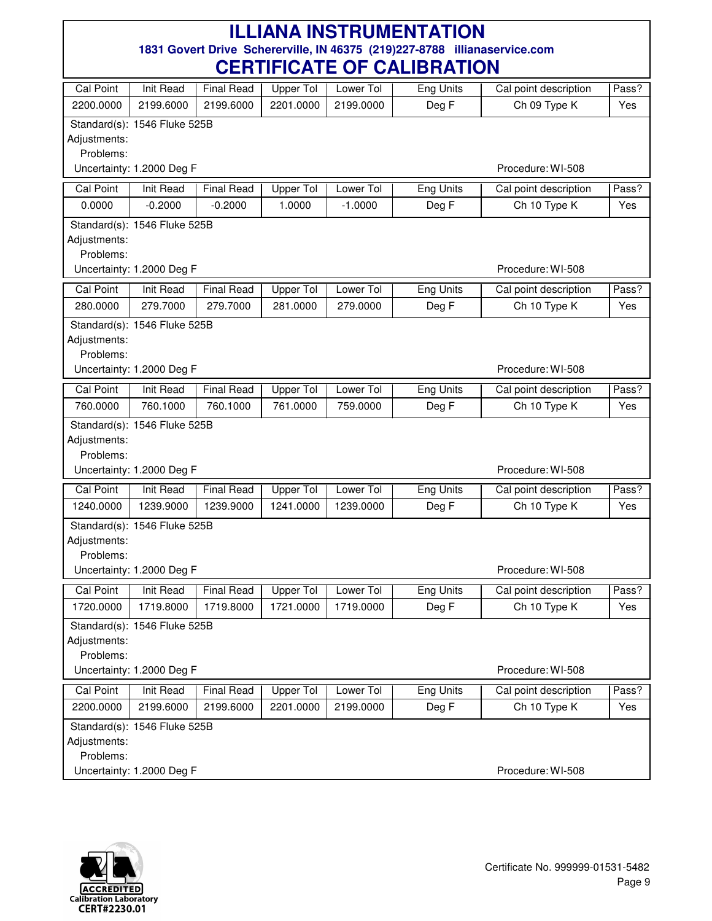# ILLIANA INSTRUMENTATION

**1831 Govert Drive Schererville, IN 46375 (219)227-8788 illianaservice.com**

# CERTIFICATE OF CALIBRATION

| Cal Point | Init Read | Final Read | Upper Tol | Lower Tol | Eng Units | Cal point description | Pass? |
|---|---|---|---|---|---|---|---|
| 2200.0000 | 2199.6000 | 2199.6000 | 2201.0000 | 2199.0000 | Deg F | Ch 09 Type K | Yes |

Standard(s): 1546 Fluke 525B
Adjustments:
Problems:
Uncertainty: 1.2000 Deg F — Procedure: WI-508

| Cal Point | Init Read | Final Read | Upper Tol | Lower Tol | Eng Units | Cal point description | Pass? |
|---|---|---|---|---|---|---|---|
| 0.0000 | -0.2000 | -0.2000 | 1.0000 | -1.0000 | Deg F | Ch 10 Type K | Yes |

Standard(s): 1546 Fluke 525B
Adjustments:
Problems:
Uncertainty: 1.2000 Deg F — Procedure: WI-508

| Cal Point | Init Read | Final Read | Upper Tol | Lower Tol | Eng Units | Cal point description | Pass? |
|---|---|---|---|---|---|---|---|
| 280.0000 | 279.7000 | 279.7000 | 281.0000 | 279.0000 | Deg F | Ch 10 Type K | Yes |

Standard(s): 1546 Fluke 525B
Adjustments:
Problems:
Uncertainty: 1.2000 Deg F — Procedure: WI-508

| Cal Point | Init Read | Final Read | Upper Tol | Lower Tol | Eng Units | Cal point description | Pass? |
|---|---|---|---|---|---|---|---|
| 760.0000 | 760.1000 | 760.1000 | 761.0000 | 759.0000 | Deg F | Ch 10 Type K | Yes |

Standard(s): 1546 Fluke 525B
Adjustments:
Problems:
Uncertainty: 1.2000 Deg F — Procedure: WI-508

| Cal Point | Init Read | Final Read | Upper Tol | Lower Tol | Eng Units | Cal point description | Pass? |
|---|---|---|---|---|---|---|---|
| 1240.0000 | 1239.9000 | 1239.9000 | 1241.0000 | 1239.0000 | Deg F | Ch 10 Type K | Yes |

Standard(s): 1546 Fluke 525B
Adjustments:
Problems:
Uncertainty: 1.2000 Deg F — Procedure: WI-508

| Cal Point | Init Read | Final Read | Upper Tol | Lower Tol | Eng Units | Cal point description | Pass? |
|---|---|---|---|---|---|---|---|
| 1720.0000 | 1719.8000 | 1719.8000 | 1721.0000 | 1719.0000 | Deg F | Ch 10 Type K | Yes |

Standard(s): 1546 Fluke 525B
Adjustments:
Problems:
Uncertainty: 1.2000 Deg F — Procedure: WI-508

| Cal Point | Init Read | Final Read | Upper Tol | Lower Tol | Eng Units | Cal point description | Pass? |
|---|---|---|---|---|---|---|---|
| 2200.0000 | 2199.6000 | 2199.6000 | 2201.0000 | 2199.0000 | Deg F | Ch 10 Type K | Yes |

Standard(s): 1546 Fluke 525B
Adjustments:
Problems:
Uncertainty: 1.2000 Deg F — Procedure: WI-508

ACCREDITED Calibration Laboratory CERT#2230.01

Certificate No. 999999-01531-5482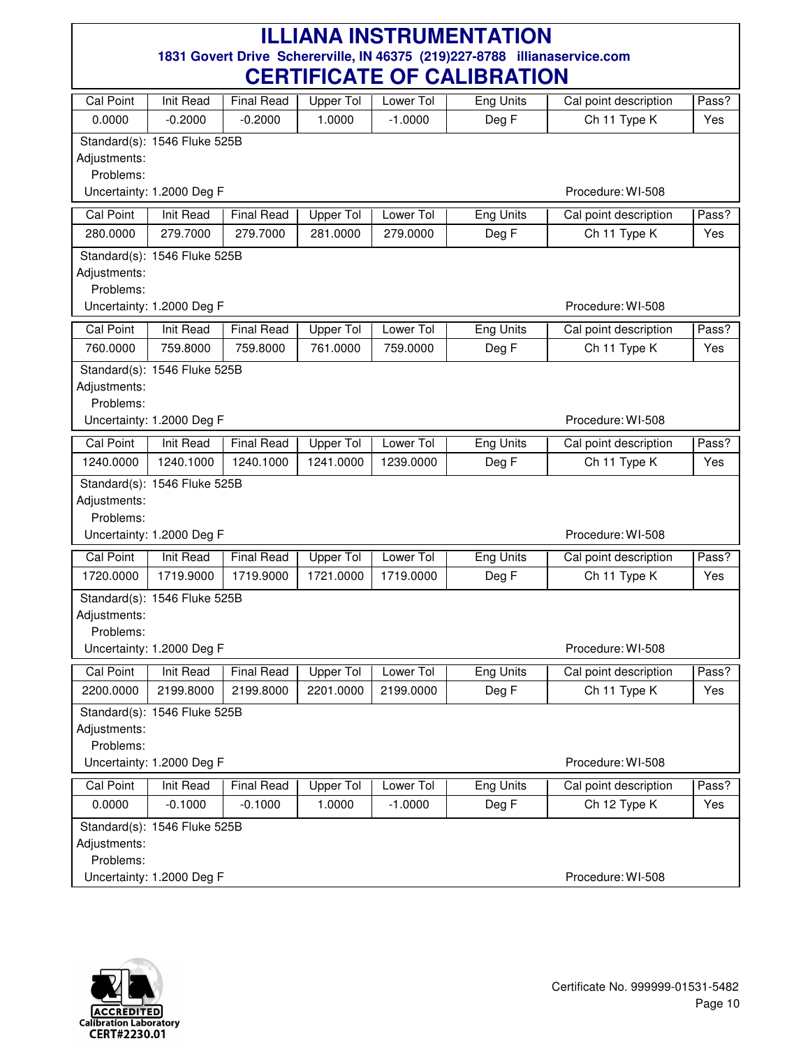# ILLIANA INSTRUMENTATION

**1831 Govert Drive Schererville, IN 46375 (219)227-8788 illianaservice.com**

# CERTIFICATE OF CALIBRATION

| Cal Point | Init Read | Final Read | Upper Tol | Lower Tol | Eng Units | Cal point description | Pass? |
|---|---|---|---|---|---|---|---|
| 0.0000 | -0.2000 | -0.2000 | 1.0000 | -1.0000 | Deg F | Ch 11 Type K | Yes |

Standard(s): 1546 Fluke 525B
Adjustments:
Problems:
Uncertainty: 1.2000 Deg F  Procedure: WI-508

| Cal Point | Init Read | Final Read | Upper Tol | Lower Tol | Eng Units | Cal point description | Pass? |
|---|---|---|---|---|---|---|---|
| 280.0000 | 279.7000 | 279.7000 | 281.0000 | 279.0000 | Deg F | Ch 11 Type K | Yes |

Standard(s): 1546 Fluke 525B
Adjustments:
Problems:
Uncertainty: 1.2000 Deg F  Procedure: WI-508

| Cal Point | Init Read | Final Read | Upper Tol | Lower Tol | Eng Units | Cal point description | Pass? |
|---|---|---|---|---|---|---|---|
| 760.0000 | 759.8000 | 759.8000 | 761.0000 | 759.0000 | Deg F | Ch 11 Type K | Yes |

Standard(s): 1546 Fluke 525B
Adjustments:
Problems:
Uncertainty: 1.2000 Deg F  Procedure: WI-508

| Cal Point | Init Read | Final Read | Upper Tol | Lower Tol | Eng Units | Cal point description | Pass? |
|---|---|---|---|---|---|---|---|
| 1240.0000 | 1240.1000 | 1240.1000 | 1241.0000 | 1239.0000 | Deg F | Ch 11 Type K | Yes |

Standard(s): 1546 Fluke 525B
Adjustments:
Problems:
Uncertainty: 1.2000 Deg F  Procedure: WI-508

| Cal Point | Init Read | Final Read | Upper Tol | Lower Tol | Eng Units | Cal point description | Pass? |
|---|---|---|---|---|---|---|---|
| 1720.0000 | 1719.9000 | 1719.9000 | 1721.0000 | 1719.0000 | Deg F | Ch 11 Type K | Yes |

Standard(s): 1546 Fluke 525B
Adjustments:
Problems:
Uncertainty: 1.2000 Deg F  Procedure: WI-508

| Cal Point | Init Read | Final Read | Upper Tol | Lower Tol | Eng Units | Cal point description | Pass? |
|---|---|---|---|---|---|---|---|
| 2200.0000 | 2199.8000 | 2199.8000 | 2201.0000 | 2199.0000 | Deg F | Ch 11 Type K | Yes |

Standard(s): 1546 Fluke 525B
Adjustments:
Problems:
Uncertainty: 1.2000 Deg F  Procedure: WI-508

| Cal Point | Init Read | Final Read | Upper Tol | Lower Tol | Eng Units | Cal point description | Pass? |
|---|---|---|---|---|---|---|---|
| 0.0000 | -0.1000 | -0.1000 | 1.0000 | -1.0000 | Deg F | Ch 12 Type K | Yes |

Standard(s): 1546 Fluke 525B
Adjustments:
Problems:
Uncertainty: 1.2000 Deg F  Procedure: WI-508

ACCREDITED Calibration Laboratory CERT#2230.01

Certificate No. 999999-01531-5482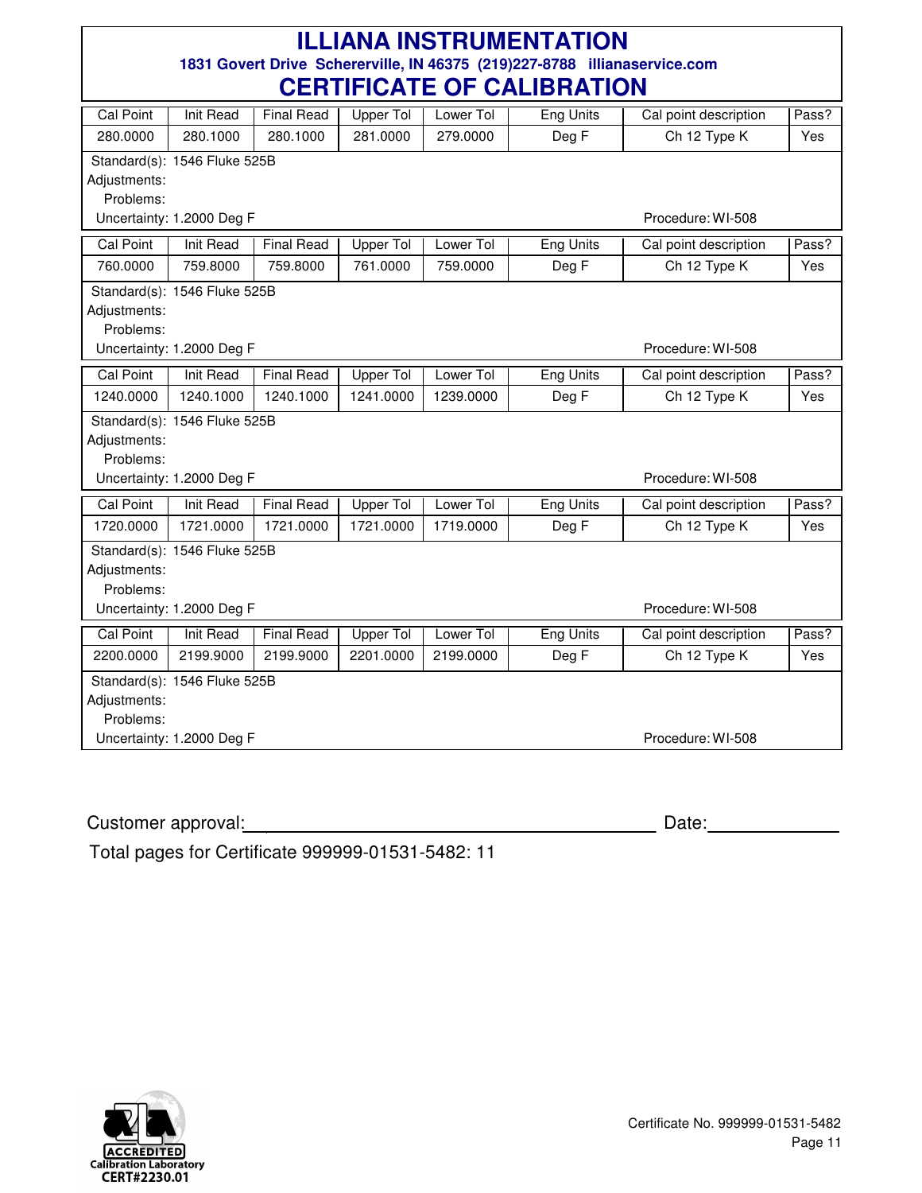# ILLIANA INSTRUMENTATION

**1831 Govert Drive Schererville, IN 46375 (219)227-8788 illianaservice.com**

## CERTIFICATE OF CALIBRATION

| Cal Point | Init Read | Final Read | Upper Tol | Lower Tol | Eng Units | Cal point description | Pass? |
|---|---|---|---|---|---|---|---|
| 280.0000 | 280.1000 | 280.1000 | 281.0000 | 279.0000 | Deg F | Ch 12 Type K | Yes |

Standard(s): 1546 Fluke 525B
Adjustments:
Problems:
Uncertainty: 1.2000 Deg F
Procedure: WI-508

| Cal Point | Init Read | Final Read | Upper Tol | Lower Tol | Eng Units | Cal point description | Pass? |
|---|---|---|---|---|---|---|---|
| 760.0000 | 759.8000 | 759.8000 | 761.0000 | 759.0000 | Deg F | Ch 12 Type K | Yes |

Standard(s): 1546 Fluke 525B
Adjustments:
Problems:
Uncertainty: 1.2000 Deg F
Procedure: WI-508

| Cal Point | Init Read | Final Read | Upper Tol | Lower Tol | Eng Units | Cal point description | Pass? |
|---|---|---|---|---|---|---|---|
| 1240.0000 | 1240.1000 | 1240.1000 | 1241.0000 | 1239.0000 | Deg F | Ch 12 Type K | Yes |

Standard(s): 1546 Fluke 525B
Adjustments:
Problems:
Uncertainty: 1.2000 Deg F
Procedure: WI-508

| Cal Point | Init Read | Final Read | Upper Tol | Lower Tol | Eng Units | Cal point description | Pass? |
|---|---|---|---|---|---|---|---|
| 1720.0000 | 1721.0000 | 1721.0000 | 1721.0000 | 1719.0000 | Deg F | Ch 12 Type K | Yes |

Standard(s): 1546 Fluke 525B
Adjustments:
Problems:
Uncertainty: 1.2000 Deg F
Procedure: WI-508

| Cal Point | Init Read | Final Read | Upper Tol | Lower Tol | Eng Units | Cal point description | Pass? |
|---|---|---|---|---|---|---|---|
| 2200.0000 | 2199.9000 | 2199.9000 | 2201.0000 | 2199.0000 | Deg F | Ch 12 Type K | Yes |

Standard(s): 1546 Fluke 525B
Adjustments:
Problems:
Uncertainty: 1.2000 Deg F
Procedure: WI-508

Customer approval:\_\_\_\_\_\_\_\_\_\_\_\_\_\_\_\_\_\_\_\_\_\_\_\_\_\_\_\_\_\_\_\_\_\_\_\_ Date:\_\_\_\_\_\_\_\_\_\_\_\_

Total pages for Certificate 999999-01531-5482: 11

ACCREDITED
Calibration Laboratory
CERT#2230.01

Certificate No. 999999-01531-5482